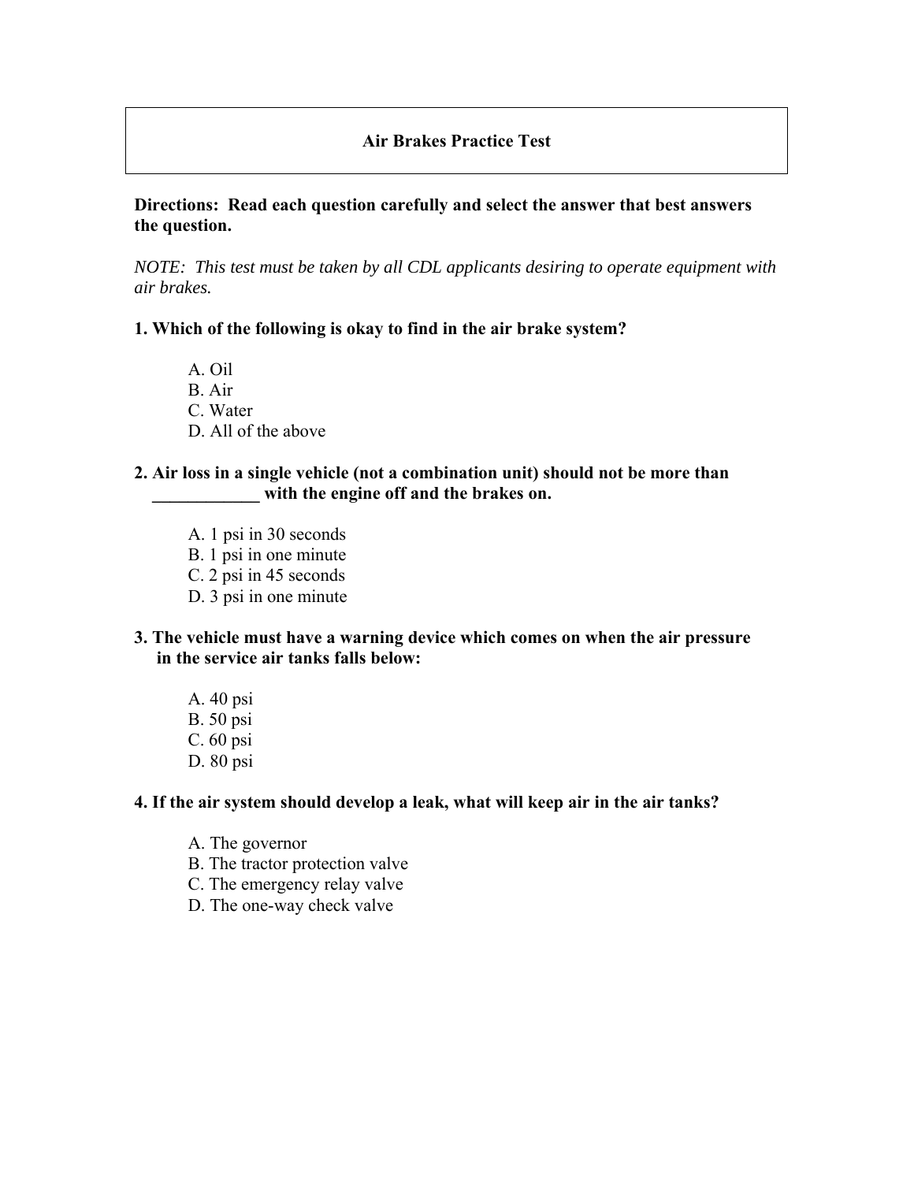# Air Brakes Practice Test

**Directions: Read each question carefully and select the answer that best answers the question.**

*NOTE: This test must be taken by all CDL applicants desiring to operate equipment with air brakes.*

**1. Which of the following is okay to find in the air brake system?**

A. Oil
B. Air
C. Water
D. All of the above

**2. Air loss in a single vehicle (not a combination unit) should not be more than ____________ with the engine off and the brakes on.**

A. 1 psi in 30 seconds
B. 1 psi in one minute
C. 2 psi in 45 seconds
D. 3 psi in one minute

**3. The vehicle must have a warning device which comes on when the air pressure in the service air tanks falls below:**

A. 40 psi
B. 50 psi
C. 60 psi
D. 80 psi

**4. If the air system should develop a leak, what will keep air in the air tanks?**

A. The governor
B. The tractor protection valve
C. The emergency relay valve
D. The one-way check valve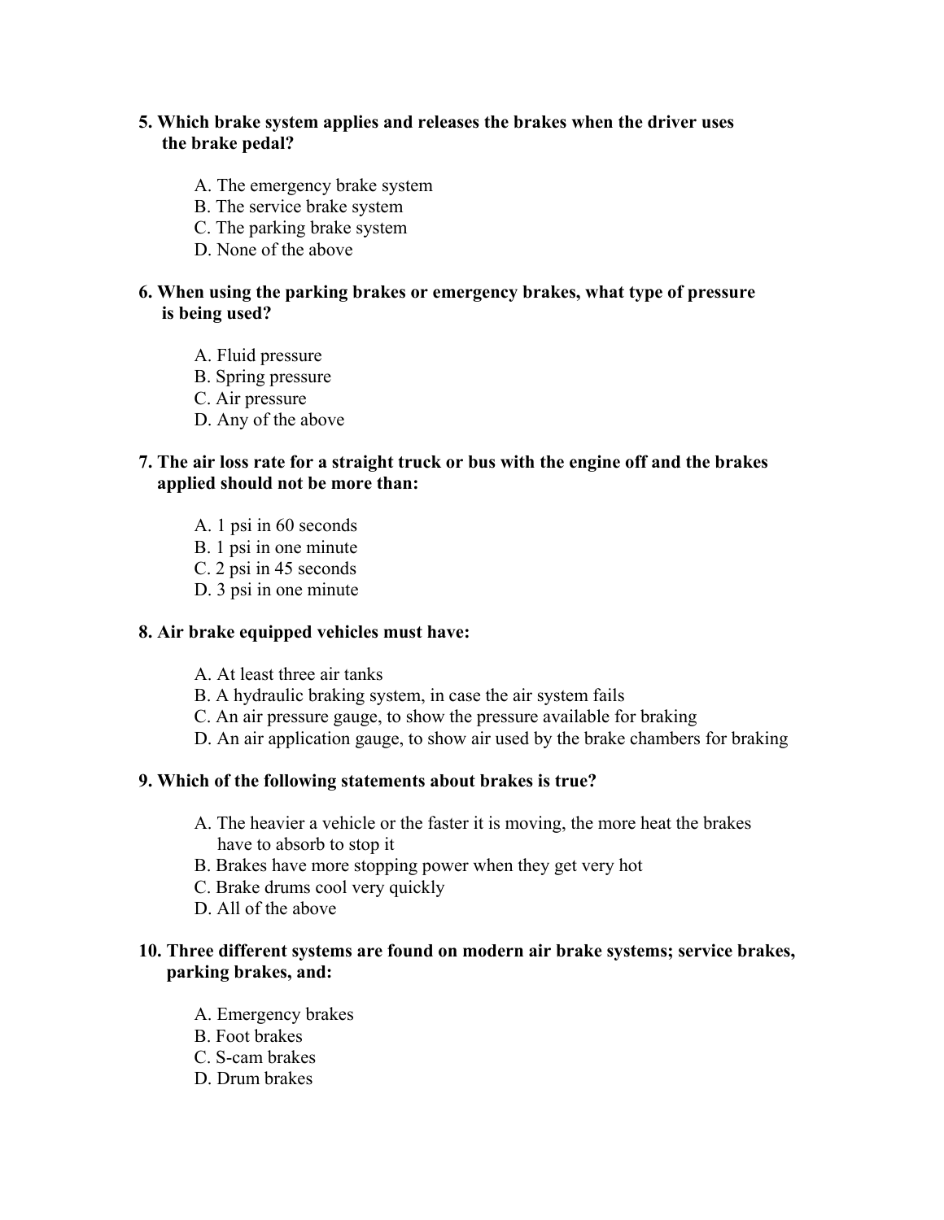**5. Which brake system applies and releases the brakes when the driver uses the brake pedal?**

A. The emergency brake system
B. The service brake system
C. The parking brake system
D. None of the above

**6. When using the parking brakes or emergency brakes, what type of pressure is being used?**

A. Fluid pressure
B. Spring pressure
C. Air pressure
D. Any of the above

**7. The air loss rate for a straight truck or bus with the engine off and the brakes applied should not be more than:**

A. 1 psi in 60 seconds
B. 1 psi in one minute
C. 2 psi in 45 seconds
D. 3 psi in one minute

**8. Air brake equipped vehicles must have:**

A. At least three air tanks
B. A hydraulic braking system, in case the air system fails
C. An air pressure gauge, to show the pressure available for braking
D. An air application gauge, to show air used by the brake chambers for braking

**9. Which of the following statements about brakes is true?**

A. The heavier a vehicle or the faster it is moving, the more heat the brakes have to absorb to stop it
B. Brakes have more stopping power when they get very hot
C. Brake drums cool very quickly
D. All of the above

**10. Three different systems are found on modern air brake systems; service brakes, parking brakes, and:**

A. Emergency brakes
B. Foot brakes
C. S-cam brakes
D. Drum brakes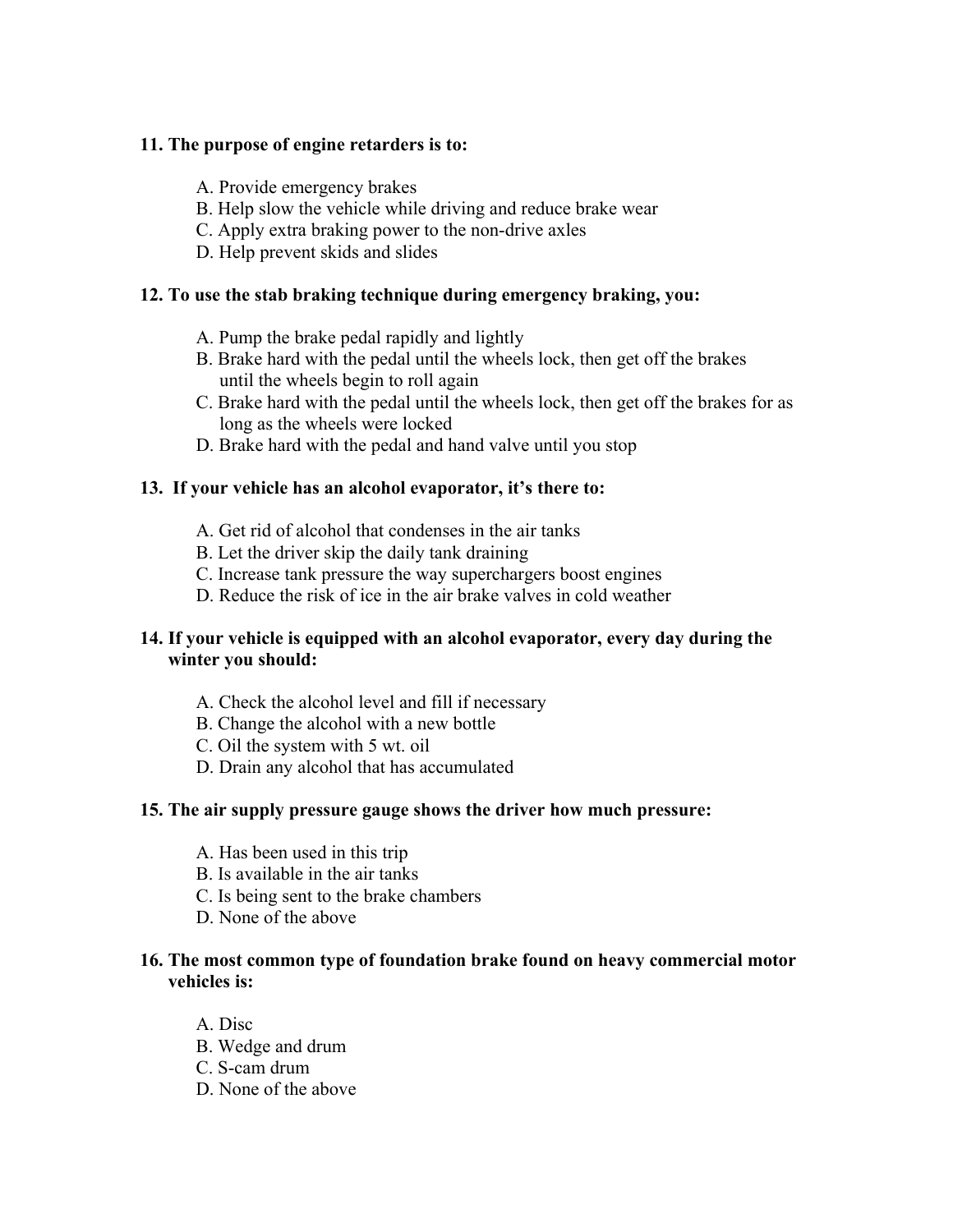**11. The purpose of engine retarders is to:**

A. Provide emergency brakes
B. Help slow the vehicle while driving and reduce brake wear
C. Apply extra braking power to the non-drive axles
D. Help prevent skids and slides

**12. To use the stab braking technique during emergency braking, you:**

A. Pump the brake pedal rapidly and lightly
B. Brake hard with the pedal until the wheels lock, then get off the brakes until the wheels begin to roll again
C. Brake hard with the pedal until the wheels lock, then get off the brakes for as long as the wheels were locked
D. Brake hard with the pedal and hand valve until you stop

**13. If your vehicle has an alcohol evaporator, it's there to:**

A. Get rid of alcohol that condenses in the air tanks
B. Let the driver skip the daily tank draining
C. Increase tank pressure the way superchargers boost engines
D. Reduce the risk of ice in the air brake valves in cold weather

**14. If your vehicle is equipped with an alcohol evaporator, every day during the winter you should:**

A. Check the alcohol level and fill if necessary
B. Change the alcohol with a new bottle
C. Oil the system with 5 wt. oil
D. Drain any alcohol that has accumulated

**15. The air supply pressure gauge shows the driver how much pressure:**

A. Has been used in this trip
B. Is available in the air tanks
C. Is being sent to the brake chambers
D. None of the above

**16. The most common type of foundation brake found on heavy commercial motor vehicles is:**

A. Disc
B. Wedge and drum
C. S-cam drum
D. None of the above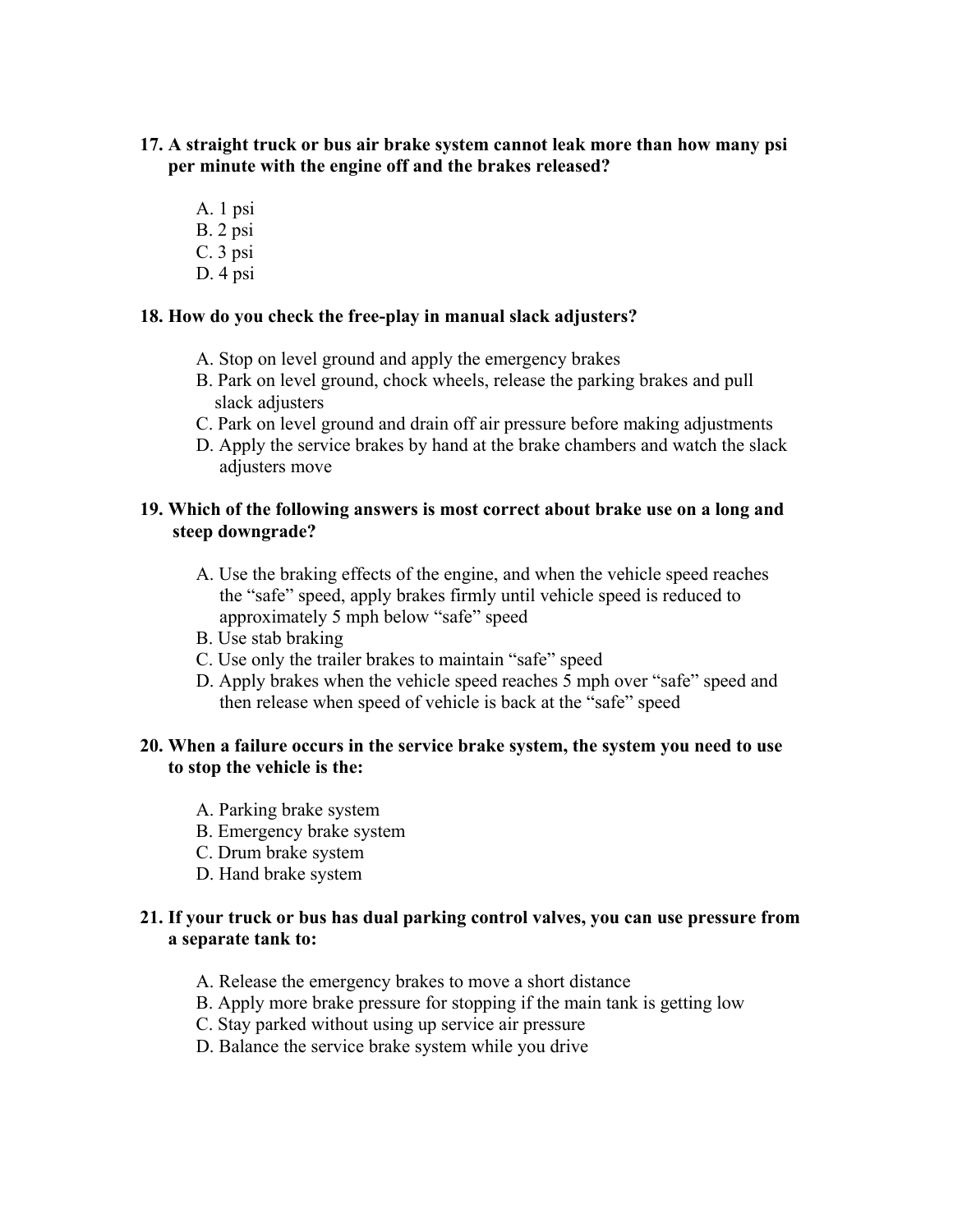**17. A straight truck or bus air brake system cannot leak more than how many psi per minute with the engine off and the brakes released?**

A. 1 psi
B. 2 psi
C. 3 psi
D. 4 psi

**18. How do you check the free-play in manual slack adjusters?**

A. Stop on level ground and apply the emergency brakes
B. Park on level ground, chock wheels, release the parking brakes and pull slack adjusters
C. Park on level ground and drain off air pressure before making adjustments
D. Apply the service brakes by hand at the brake chambers and watch the slack adjusters move

**19. Which of the following answers is most correct about brake use on a long and steep downgrade?**

A. Use the braking effects of the engine, and when the vehicle speed reaches the "safe" speed, apply brakes firmly until vehicle speed is reduced to approximately 5 mph below "safe" speed
B. Use stab braking
C. Use only the trailer brakes to maintain "safe" speed
D. Apply brakes when the vehicle speed reaches 5 mph over "safe" speed and then release when speed of vehicle is back at the "safe" speed

**20. When a failure occurs in the service brake system, the system you need to use to stop the vehicle is the:**

A. Parking brake system
B. Emergency brake system
C. Drum brake system
D. Hand brake system

**21. If your truck or bus has dual parking control valves, you can use pressure from a separate tank to:**

A. Release the emergency brakes to move a short distance
B. Apply more brake pressure for stopping if the main tank is getting low
C. Stay parked without using up service air pressure
D. Balance the service brake system while you drive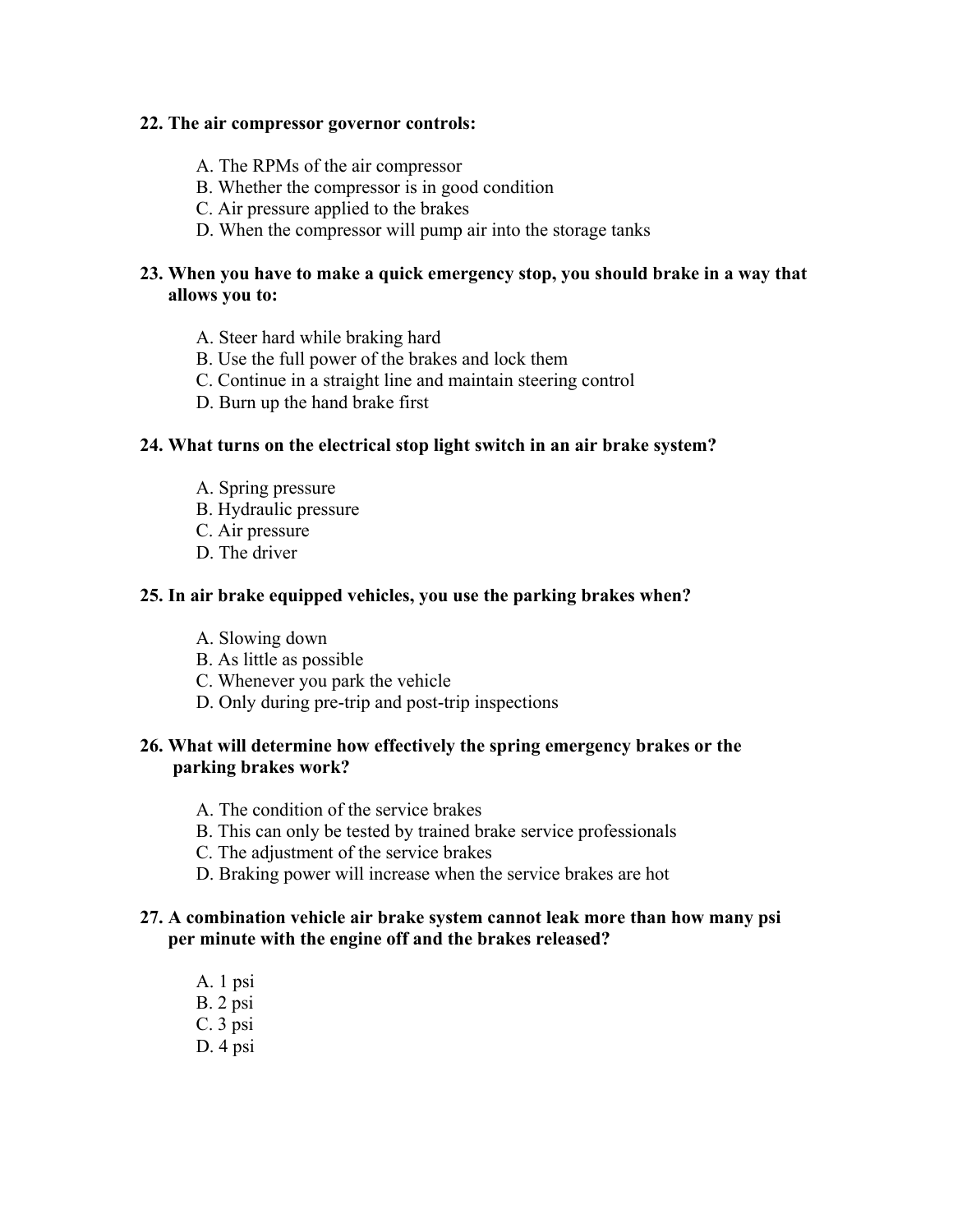**22. The air compressor governor controls:**

A. The RPMs of the air compressor
B. Whether the compressor is in good condition
C. Air pressure applied to the brakes
D. When the compressor will pump air into the storage tanks

**23. When you have to make a quick emergency stop, you should brake in a way that allows you to:**

A. Steer hard while braking hard
B. Use the full power of the brakes and lock them
C. Continue in a straight line and maintain steering control
D. Burn up the hand brake first

**24. What turns on the electrical stop light switch in an air brake system?**

A. Spring pressure
B. Hydraulic pressure
C. Air pressure
D. The driver

**25. In air brake equipped vehicles, you use the parking brakes when?**

A. Slowing down
B. As little as possible
C. Whenever you park the vehicle
D. Only during pre-trip and post-trip inspections

**26. What will determine how effectively the spring emergency brakes or the parking brakes work?**

A. The condition of the service brakes
B. This can only be tested by trained brake service professionals
C. The adjustment of the service brakes
D. Braking power will increase when the service brakes are hot

**27. A combination vehicle air brake system cannot leak more than how many psi per minute with the engine off and the brakes released?**

A. 1 psi
B. 2 psi
C. 3 psi
D. 4 psi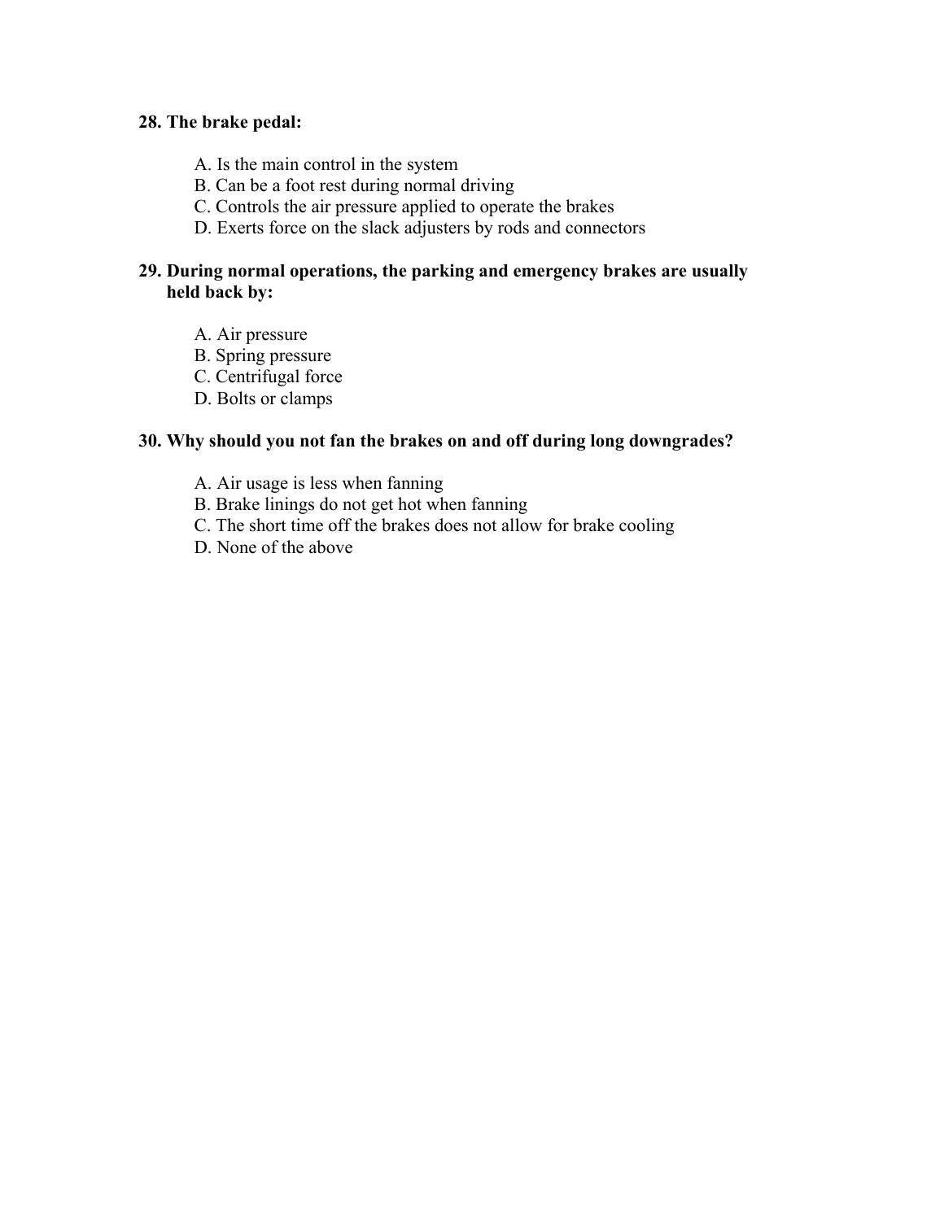**28. The brake pedal:**

A. Is the main control in the system
B. Can be a foot rest during normal driving
C. Controls the air pressure applied to operate the brakes
D. Exerts force on the slack adjusters by rods and connectors

**29. During normal operations, the parking and emergency brakes are usually held back by:**

A. Air pressure
B. Spring pressure
C. Centrifugal force
D. Bolts or clamps

**30. Why should you not fan the brakes on and off during long downgrades?**

A. Air usage is less when fanning
B. Brake linings do not get hot when fanning
C. The short time off the brakes does not allow for brake cooling
D. None of the above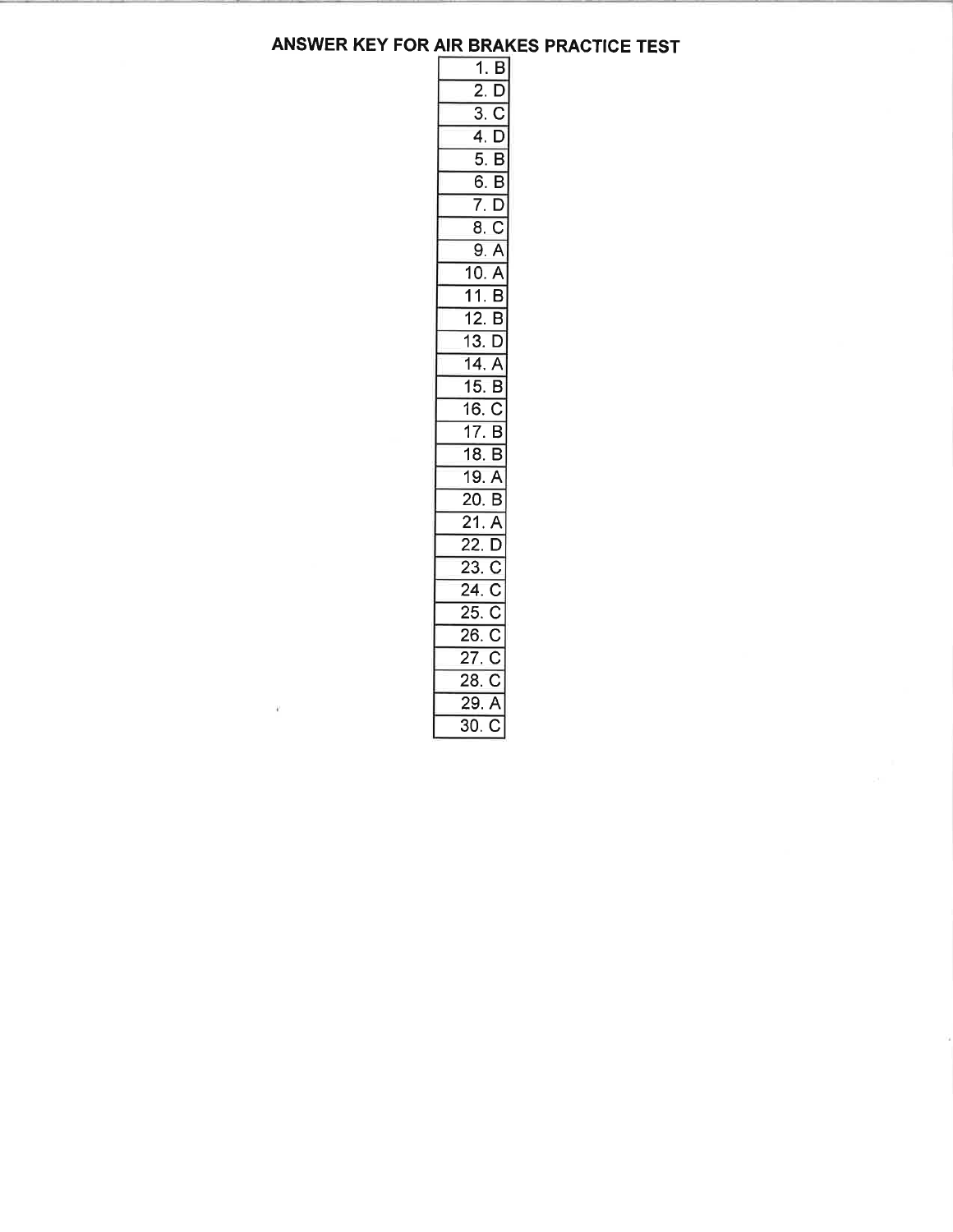# ANSWER KEY FOR AIR BRAKES PRACTICE TEST

| |
|---|
| 1. B |
| 2. D |
| 3. C |
| 4. D |
| 5. B |
| 6. B |
| 7. D |
| 8. C |
| 9. A |
| 10. A |
| 11. B |
| 12. B |
| 13. D |
| 14. A |
| 15. B |
| 16. C |
| 17. B |
| 18. B |
| 19. A |
| 20. B |
| 21. A |
| 22. D |
| 23. C |
| 24. C |
| 25. C |
| 26. C |
| 27. C |
| 28. C |
| 29. A |
| 30. C |